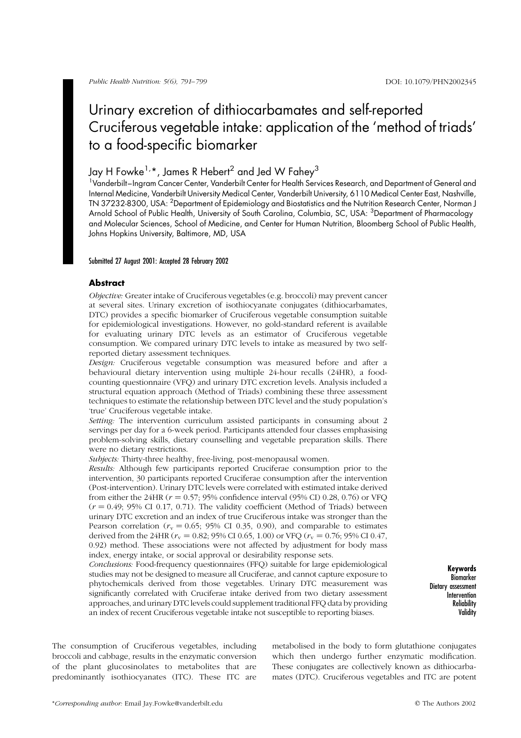# Urinary excretion of dithiocarbamates and self-reported Cruciferous vegetable intake: application of the 'method of triads' to a food-specific biomarker

Jay H Fowke[1,]*, James R Hebert[2] and Jed W Fahey[3]

[1]Vanderbilt–Ingram Cancer Center, Vanderbilt Center for Health Services Research, and Department of General and Internal Medicine, Vanderbilt University Medical Center, Vanderbilt University, 6110 Medical Center East, Nashville, TN 37232-8300, USA: [2]Department of Epidemiology and Biostatistics and the Nutrition Research Center, Norman J Arnold School of Public Health, University of South Carolina, Columbia, SC, USA: [3]Department of Pharmacology and Molecular Sciences, School of Medicine, and Center for Human Nutrition, Bloomberg School of Public Health, Johns Hopkins University, Baltimore, MD, USA

Submitted 27 August 2001: Accepted 28 February 2002

## Abstract

*Objective:* Greater intake of Cruciferous vegetables (e.g. broccoli) may prevent cancer at several sites. Urinary excretion of isothiocyanate conjugates (dithiocarbamates, DTC) provides a specific biomarker of Cruciferous vegetable consumption suitable for epidemiological investigations. However, no gold-standard referent is available for evaluating urinary DTC levels as an estimator of Cruciferous vegetable consumption. We compared urinary DTC levels to intake as measured by two self-reported dietary assessment techniques.

*Design:* Cruciferous vegetable consumption was measured before and after a behavioural dietary intervention using multiple 24-hour recalls (24HR), a food-counting questionnaire (VFQ) and urinary DTC excretion levels. Analysis included a structural equation approach (Method of Triads) combining these three assessment techniques to estimate the relationship between DTC level and the study population's 'true' Cruciferous vegetable intake.

*Setting:* The intervention curriculum assisted participants in consuming about 2 servings per day for a 6-week period. Participants attended four classes emphasising problem-solving skills, dietary counselling and vegetable preparation skills. There were no dietary restrictions.

*Subjects:* Thirty-three healthy, free-living, post-menopausal women.

*Results:* Although few participants reported Cruciferae consumption prior to the intervention, 30 participants reported Cruciferae consumption after the intervention (Post-intervention). Urinary DTC levels were correlated with estimated intake derived from either the 24HR ($r = 0.57$; 95% confidence interval (95% CI) 0.28, 0.76) or VFQ ($r = 0.49$; 95% CI 0.17, 0.71). The validity coefficient (Method of Triads) between urinary DTC excretion and an index of true Cruciferous intake was stronger than the Pearson correlation ($r_v = 0.65$; 95% CI 0.35, 0.90), and comparable to estimates derived from the 24HR ($r_v = 0.82$; 95% CI 0.65, 1.00) or VFQ ($r_v = 0.76$; 95% CI 0.47, 0.92) method. These associations were not affected by adjustment for body mass index, energy intake, or social approval or desirability response sets.

*Conclusions:* Food-frequency questionnaires (FFQ) suitable for large epidemiological studies may not be designed to measure all Cruciferae, and cannot capture exposure to phytochemicals derived from those vegetables. Urinary DTC measurement was significantly correlated with Cruciferae intake derived from two dietary assessment approaches, and urinary DTC levels could supplement traditional FFQ data by providing an index of recent Cruciferous vegetable intake not susceptible to reporting biases.

**Keywords**
Biomarker
Dietary assessment
Intervention
Reliability
Validity

The consumption of Cruciferous vegetables, including broccoli and cabbage, results in the enzymatic conversion of the plant glucosinolates to metabolites that are predominantly isothiocyanates (ITC). These ITC are metabolised in the body to form glutathione conjugates which then undergo further enzymatic modification. These conjugates are collectively known as dithiocarbamates (DTC). Cruciferous vegetables and ITC are potent

*Corresponding author: Email Jay.Fowke@vanderbilt.edu

© The Authors 2002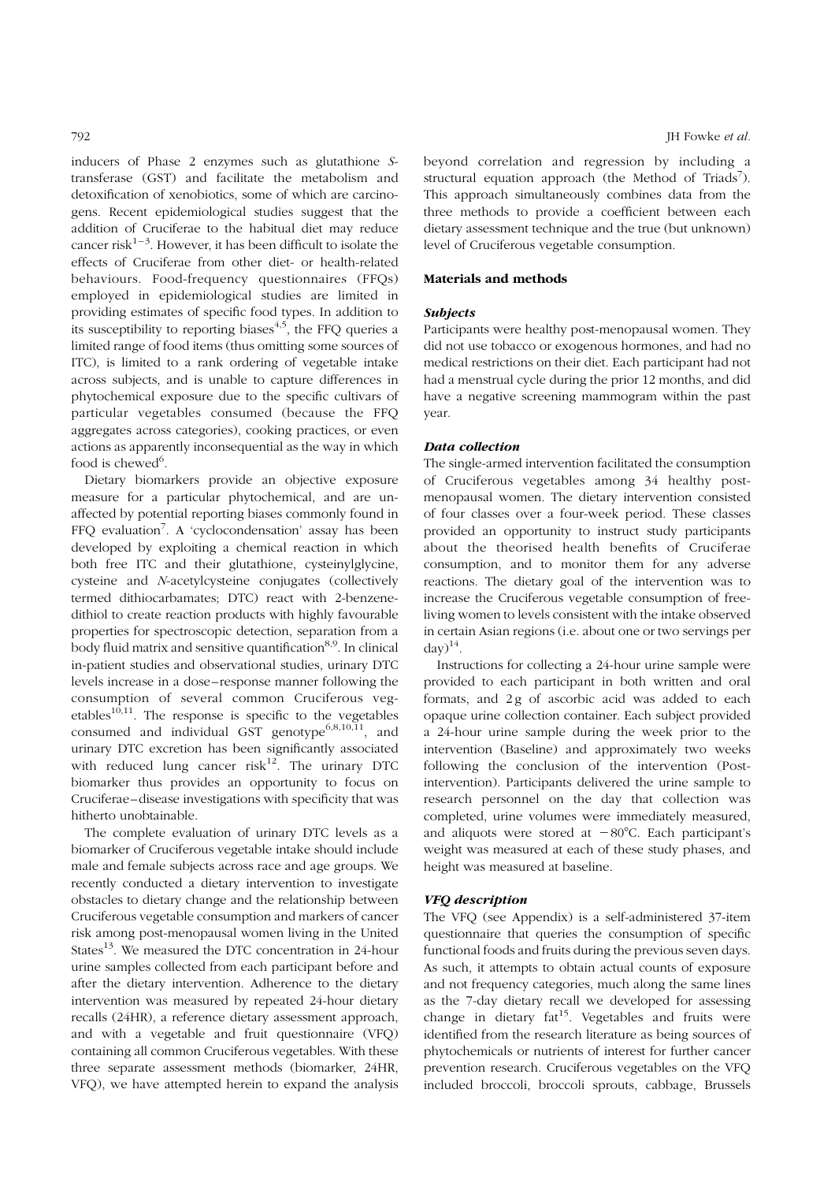inducers of Phase 2 enzymes such as glutathione *S*-transferase (GST) and facilitate the metabolism and detoxification of xenobiotics, some of which are carcinogens. Recent epidemiological studies suggest that the addition of Cruciferae to the habitual diet may reduce cancer risk[1–3]. However, it has been difficult to isolate the effects of Cruciferae from other diet- or health-related behaviours. Food-frequency questionnaires (FFQs) employed in epidemiological studies are limited in providing estimates of specific food types. In addition to its susceptibility to reporting biases[4,5], the FFQ queries a limited range of food items (thus omitting some sources of ITC), is limited to a rank ordering of vegetable intake across subjects, and is unable to capture differences in phytochemical exposure due to the specific cultivars of particular vegetables consumed (because the FFQ aggregates across categories), cooking practices, or even actions as apparently inconsequential as the way in which food is chewed[6].

Dietary biomarkers provide an objective exposure measure for a particular phytochemical, and are unaffected by potential reporting biases commonly found in FFQ evaluation[7]. A 'cyclocondensation' assay has been developed by exploiting a chemical reaction in which both free ITC and their glutathione, cysteinylglycine, cysteine and *N*-acetylcysteine conjugates (collectively termed dithiocarbamates; DTC) react with 2-benzenedithiol to create reaction products with highly favourable properties for spectroscopic detection, separation from a body fluid matrix and sensitive quantification[8,9]. In clinical in-patient studies and observational studies, urinary DTC levels increase in a dose–response manner following the consumption of several common Cruciferous vegetables[10,11]. The response is specific to the vegetables consumed and individual GST genotype[6,8,10,11], and urinary DTC excretion has been significantly associated with reduced lung cancer risk[12]. The urinary DTC biomarker thus provides an opportunity to focus on Cruciferae–disease investigations with specificity that was hitherto unobtainable.

The complete evaluation of urinary DTC levels as a biomarker of Cruciferous vegetable intake should include male and female subjects across race and age groups. We recently conducted a dietary intervention to investigate obstacles to dietary change and the relationship between Cruciferous vegetable consumption and markers of cancer risk among post-menopausal women living in the United States[13]. We measured the DTC concentration in 24-hour urine samples collected from each participant before and after the dietary intervention. Adherence to the dietary intervention was measured by repeated 24-hour dietary recalls (24HR), a reference dietary assessment approach, and with a vegetable and fruit questionnaire (VFQ) containing all common Cruciferous vegetables. With these three separate assessment methods (biomarker, 24HR, VFQ), we have attempted herein to expand the analysis beyond correlation and regression by including a structural equation approach (the Method of Triads[7]). This approach simultaneously combines data from the three methods to provide a coefficient between each dietary assessment technique and the true (but unknown) level of Cruciferous vegetable consumption.

## Materials and methods

### Subjects

Participants were healthy post-menopausal women. They did not use tobacco or exogenous hormones, and had no medical restrictions on their diet. Each participant had not had a menstrual cycle during the prior 12 months, and did have a negative screening mammogram within the past year.

### Data collection

The single-armed intervention facilitated the consumption of Cruciferous vegetables among 34 healthy post-menopausal women. The dietary intervention consisted of four classes over a four-week period. These classes provided an opportunity to instruct study participants about the theorised health benefits of Cruciferae consumption, and to monitor them for any adverse reactions. The dietary goal of the intervention was to increase the Cruciferous vegetable consumption of free-living women to levels consistent with the intake observed in certain Asian regions (i.e. about one or two servings per day)[14].

Instructions for collecting a 24-hour urine sample were provided to each participant in both written and oral formats, and 2 g of ascorbic acid was added to each opaque urine collection container. Each subject provided a 24-hour urine sample during the week prior to the intervention (Baseline) and approximately two weeks following the conclusion of the intervention (Post-intervention). Participants delivered the urine sample to research personnel on the day that collection was completed, urine volumes were immediately measured, and aliquots were stored at −80°C. Each participant's weight was measured at each of these study phases, and height was measured at baseline.

### VFQ description

The VFQ (see Appendix) is a self-administered 37-item questionnaire that queries the consumption of specific functional foods and fruits during the previous seven days. As such, it attempts to obtain actual counts of exposure and not frequency categories, much along the same lines as the 7-day dietary recall we developed for assessing change in dietary fat[15]. Vegetables and fruits were identified from the research literature as being sources of phytochemicals or nutrients of interest for further cancer prevention research. Cruciferous vegetables on the VFQ included broccoli, broccoli sprouts, cabbage, Brussels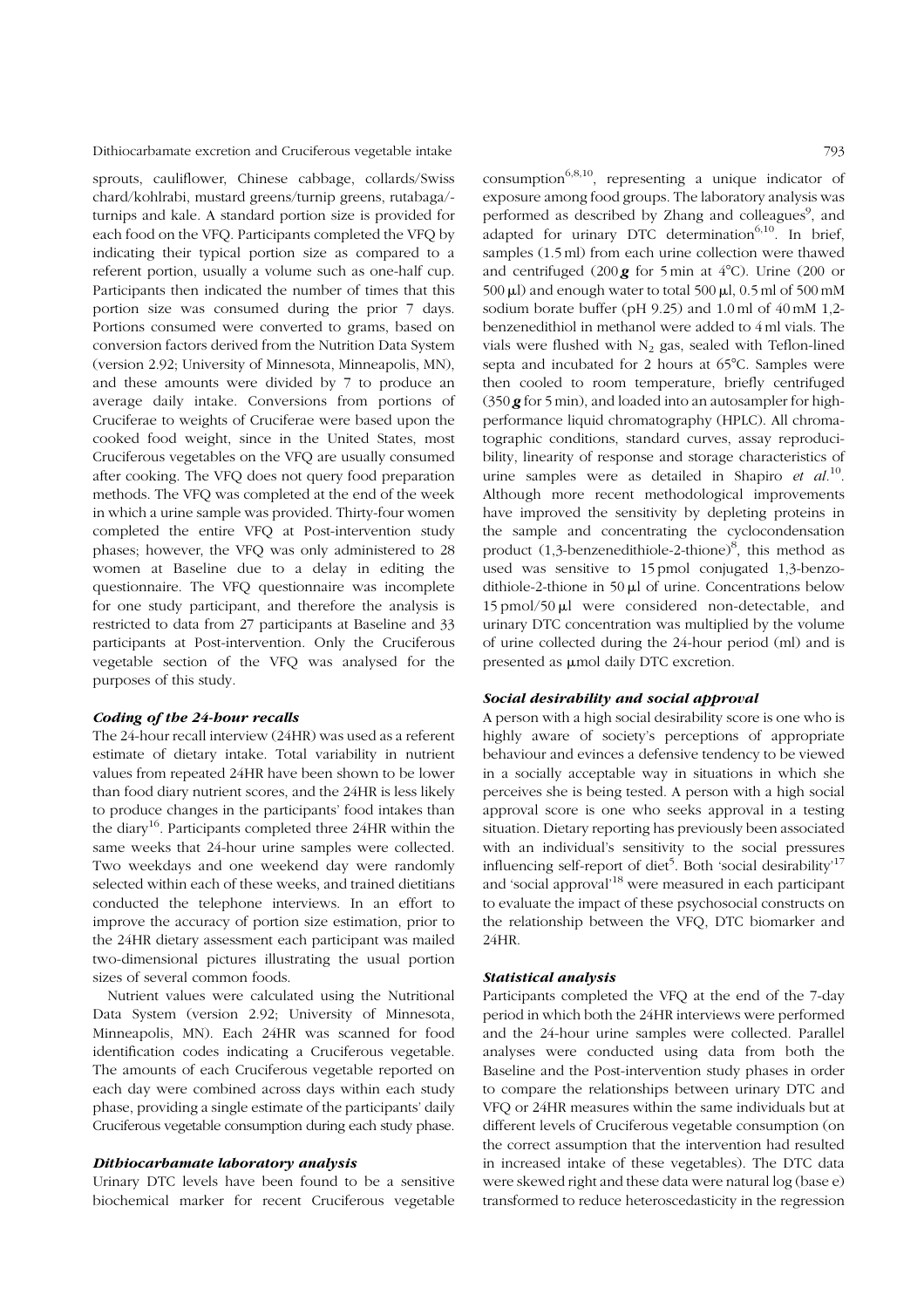sprouts, cauliflower, Chinese cabbage, collards/Swiss chard/kohlrabi, mustard greens/turnip greens, rutabaga/-turnips and kale. A standard portion size is provided for each food on the VFQ. Participants completed the VFQ by indicating their typical portion size as compared to a referent portion, usually a volume such as one-half cup. Participants then indicated the number of times that this portion size was consumed during the prior 7 days. Portions consumed were converted to grams, based on conversion factors derived from the Nutrition Data System (version 2.92; University of Minnesota, Minneapolis, MN), and these amounts were divided by 7 to produce an average daily intake. Conversions from portions of Cruciferae to weights of Cruciferae were based upon the cooked food weight, since in the United States, most Cruciferous vegetables on the VFQ are usually consumed after cooking. The VFQ does not query food preparation methods. The VFQ was completed at the end of the week in which a urine sample was provided. Thirty-four women completed the entire VFQ at Post-intervention study phases; however, the VFQ was only administered to 28 women at Baseline due to a delay in editing the questionnaire. The VFQ questionnaire was incomplete for one study participant, and therefore the analysis is restricted to data from 27 participants at Baseline and 33 participants at Post-intervention. Only the Cruciferous vegetable section of the VFQ was analysed for the purposes of this study.

### *Coding of the 24-hour recalls*

The 24-hour recall interview (24HR) was used as a referent estimate of dietary intake. Total variability in nutrient values from repeated 24HR have been shown to be lower than food diary nutrient scores, and the 24HR is less likely to produce changes in the participants' food intakes than the diary[16]. Participants completed three 24HR within the same weeks that 24-hour urine samples were collected. Two weekdays and one weekend day were randomly selected within each of these weeks, and trained dietitians conducted the telephone interviews. In an effort to improve the accuracy of portion size estimation, prior to the 24HR dietary assessment each participant was mailed two-dimensional pictures illustrating the usual portion sizes of several common foods.

Nutrient values were calculated using the Nutritional Data System (version 2.92; University of Minnesota, Minneapolis, MN). Each 24HR was scanned for food identification codes indicating a Cruciferous vegetable. The amounts of each Cruciferous vegetable reported on each day were combined across days within each study phase, providing a single estimate of the participants' daily Cruciferous vegetable consumption during each study phase.

### *Dithiocarbamate laboratory analysis*

Urinary DTC levels have been found to be a sensitive biochemical marker for recent Cruciferous vegetable consumption[6,8,10], representing a unique indicator of exposure among food groups. The laboratory analysis was performed as described by Zhang and colleagues[9], and adapted for urinary DTC determination[6,10]. In brief, samples (1.5 ml) from each urine collection were thawed and centrifuged (200 ***g*** for 5 min at 4°C). Urine (200 or 500 μl) and enough water to total 500 μl, 0.5 ml of 500 mM sodium borate buffer (pH 9.25) and 1.0 ml of 40 mM 1,2-benzenedithiol in methanol were added to 4 ml vials. The vials were flushed with $N_2$ gas, sealed with Teflon-lined septa and incubated for 2 hours at 65°C. Samples were then cooled to room temperature, briefly centrifuged (350 ***g*** for 5 min), and loaded into an autosampler for high-performance liquid chromatography (HPLC). All chromatographic conditions, standard curves, assay reproducibility, linearity of response and storage characteristics of urine samples were as detailed in Shapiro *et al.*[10]. Although more recent methodological improvements have improved the sensitivity by depleting proteins in the sample and concentrating the cyclocondensation product (1,3-benzenedithiole-2-thione)[8], this method as used was sensitive to 15 pmol conjugated 1,3-benzodithiole-2-thione in 50 μl of urine. Concentrations below 15 pmol/50 μl were considered non-detectable, and urinary DTC concentration was multiplied by the volume of urine collected during the 24-hour period (ml) and is presented as μmol daily DTC excretion.

### *Social desirability and social approval*

A person with a high social desirability score is one who is highly aware of society's perceptions of appropriate behaviour and evinces a defensive tendency to be viewed in a socially acceptable way in situations in which she perceives she is being tested. A person with a high social approval score is one who seeks approval in a testing situation. Dietary reporting has previously been associated with an individual's sensitivity to the social pressures influencing self-report of diet[5]. Both 'social desirability'[17] and 'social approval'[18] were measured in each participant to evaluate the impact of these psychosocial constructs on the relationship between the VFQ, DTC biomarker and 24HR.

### *Statistical analysis*

Participants completed the VFQ at the end of the 7-day period in which both the 24HR interviews were performed and the 24-hour urine samples were collected. Parallel analyses were conducted using data from both the Baseline and the Post-intervention study phases in order to compare the relationships between urinary DTC and VFQ or 24HR measures within the same individuals but at different levels of Cruciferous vegetable consumption (on the correct assumption that the intervention had resulted in increased intake of these vegetables). The DTC data were skewed right and these data were natural log (base e) transformed to reduce heteroscedasticity in the regression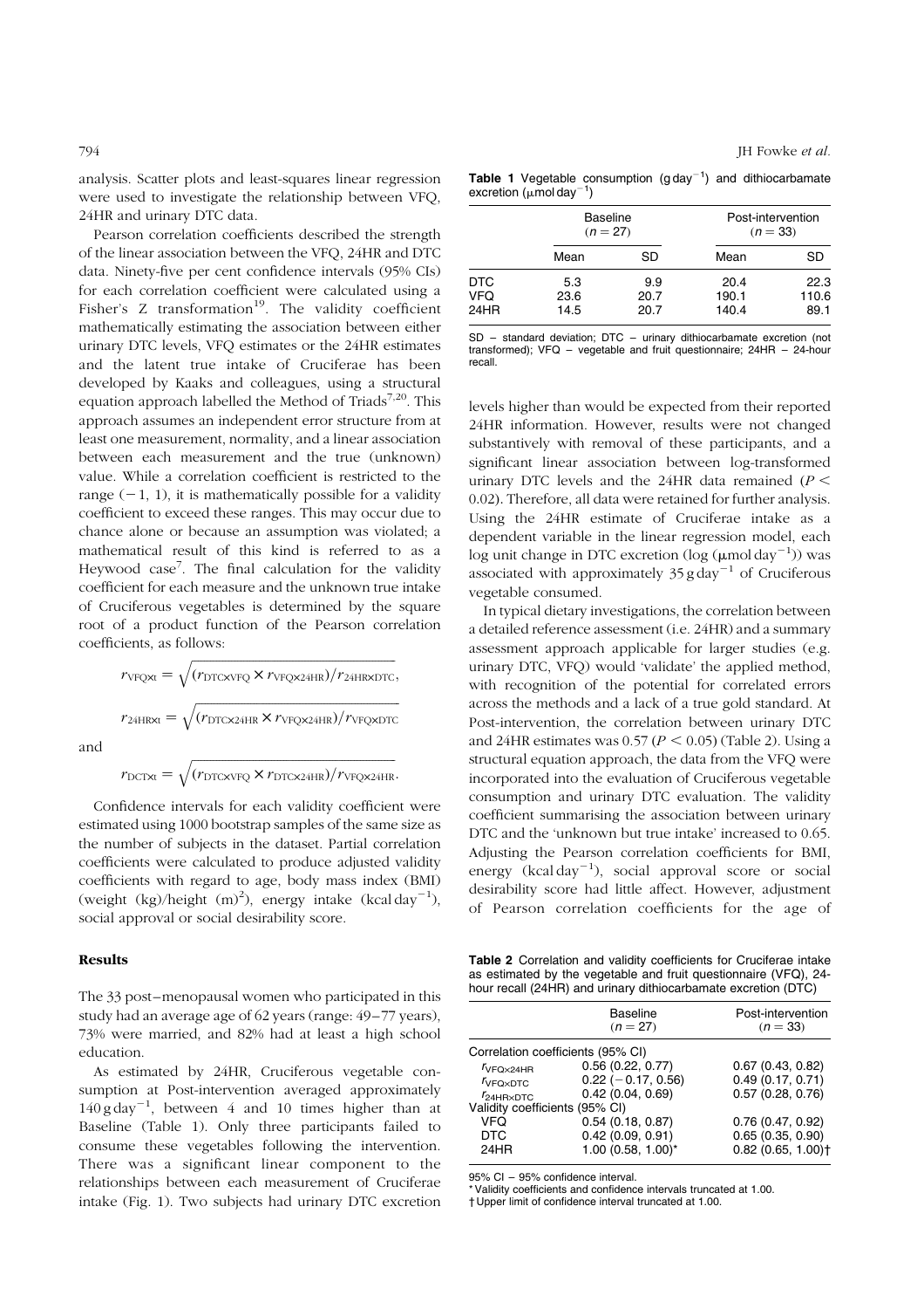analysis. Scatter plots and least-squares linear regression were used to investigate the relationship between VFQ, 24HR and urinary DTC data.

Pearson correlation coefficients described the strength of the linear association between the VFQ, 24HR and DTC data. Ninety-five per cent confidence intervals (95% CIs) for each correlation coefficient were calculated using a Fisher's Z transformation[19]. The validity coefficient mathematically estimating the association between either urinary DTC levels, VFQ estimates or the 24HR estimates and the latent true intake of Cruciferae has been developed by Kaaks and colleagues, using a structural equation approach labelled the Method of Triads[7,20]. This approach assumes an independent error structure from at least one measurement, normality, and a linear association between each measurement and the true (unknown) value. While a correlation coefficient is restricted to the range $(-1, 1)$, it is mathematically possible for a validity coefficient to exceed these ranges. This may occur due to chance alone or because an assumption was violated; a mathematical result of this kind is referred to as a Heywood case[7]. The final calculation for the validity coefficient for each measure and the unknown true intake of Cruciferous vegetables is determined by the square root of a product function of the Pearson correlation coefficients, as follows:

$$r_{\mathrm{VFQ \times t}} = \sqrt{(r_{\mathrm{DTC \times VFQ}} \times r_{\mathrm{VFQ \times 24HR}})/r_{\mathrm{24HR \times DTC}}},$$

$$r_{\mathrm{24HR \times t}} = \sqrt{(r_{\mathrm{DTC \times 24HR}} \times r_{\mathrm{VFQ \times 24HR}})/r_{\mathrm{VFQ \times DTC}}}$$

and

$$r_{\mathrm{DCT \times t}} = \sqrt{(r_{\mathrm{DTC \times VFQ}} \times r_{\mathrm{DTC \times 24HR}})/r_{\mathrm{VFQ \times 24HR}}}.$$

Confidence intervals for each validity coefficient were estimated using 1000 bootstrap samples of the same size as the number of subjects in the dataset. Partial correlation coefficients were calculated to produce adjusted validity coefficients with regard to age, body mass index (BMI) (weight (kg)/height $(\mathrm{m})^2$), energy intake (kcal $\mathrm{day}^{-1}$), social approval or social desirability score.

## Results

The 33 post–menopausal women who participated in this study had an average age of 62 years (range: 49–77 years), 73% were married, and 82% had at least a high school education.

As estimated by 24HR, Cruciferous vegetable consumption at Post-intervention averaged approximately 140 g $\mathrm{day}^{-1}$, between 4 and 10 times higher than at Baseline (Table 1). Only three participants failed to consume these vegetables following the intervention. There was a significant linear component to the relationships between each measurement of Cruciferae intake (Fig. 1). Two subjects had urinary DTC excretion levels higher than would be expected from their reported 24HR information. However, results were not changed substantively with removal of these participants, and a significant linear association between log-transformed urinary DTC levels and the 24HR data remained ($P < 0.02$). Therefore, all data were retained for further analysis. Using the 24HR estimate of Cruciferae intake as a dependent variable in the linear regression model, each log unit change in DTC excretion (log ($\mu$mol $\mathrm{day}^{-1}$)) was associated with approximately 35 g $\mathrm{day}^{-1}$ of Cruciferous vegetable consumed.

In typical dietary investigations, the correlation between a detailed reference assessment (i.e. 24HR) and a summary assessment approach applicable for larger studies (e.g. urinary DTC, VFQ) would 'validate' the applied method, with recognition of the potential for correlated errors across the methods and a lack of a true gold standard. At Post-intervention, the correlation between urinary DTC and 24HR estimates was 0.57 ($P < 0.05$) (Table 2). Using a structural equation approach, the data from the VFQ were incorporated into the evaluation of Cruciferous vegetable consumption and urinary DTC evaluation. The validity coefficient summarising the association between urinary DTC and the 'unknown but true intake' increased to 0.65. Adjusting the Pearson correlation coefficients for BMI, energy (kcal $\mathrm{day}^{-1}$), social approval score or social desirability score had little affect. However, adjustment of Pearson correlation coefficients for the age of

**Table 1** Vegetable consumption (g $\mathrm{day}^{-1}$) and dithiocarbamate excretion ($\mu$mol $\mathrm{day}^{-1}$)

| | Baseline ($n = 27$) | | Post-intervention ($n = 33$) | |
|---|---|---|---|---|
| | Mean | SD | Mean | SD |
| DTC | 5.3 | 9.9 | 20.4 | 22.3 |
| VFQ | 23.6 | 20.7 | 190.1 | 110.6 |
| 24HR | 14.5 | 20.7 | 140.4 | 89.1 |

SD – standard deviation; DTC – urinary dithiocarbamate excretion (not transformed); VFQ – vegetable and fruit questionnaire; 24HR – 24-hour recall.

**Table 2** Correlation and validity coefficients for Cruciferae intake as estimated by the vegetable and fruit questionnaire (VFQ), 24-hour recall (24HR) and urinary dithiocarbamate excretion (DTC)

| | Baseline ($n = 27$) | Post-intervention ($n = 33$) |
|---|---|---|
| Correlation coefficients (95% CI) | | |
| $r_{\mathrm{VFQ \times 24HR}}$ | 0.56 (0.22, 0.77) | 0.67 (0.43, 0.82) |
| $r_{\mathrm{VFQ \times DTC}}$ | 0.22 (−0.17, 0.56) | 0.49 (0.17, 0.71) |
| $r_{\mathrm{24HR \times DTC}}$ | 0.42 (0.04, 0.69) | 0.57 (0.28, 0.76) |
| Validity coefficients (95% CI) | | |
| VFQ | 0.54 (0.18, 0.87) | 0.76 (0.47, 0.92) |
| DTC | 0.42 (0.09, 0.91) | 0.65 (0.35, 0.90) |
| 24HR | 1.00 (0.58, 1.00)* | 0.82 (0.65, 1.00)† |

95% CI – 95% confidence interval.
* Validity coefficients and confidence intervals truncated at 1.00.
† Upper limit of confidence interval truncated at 1.00.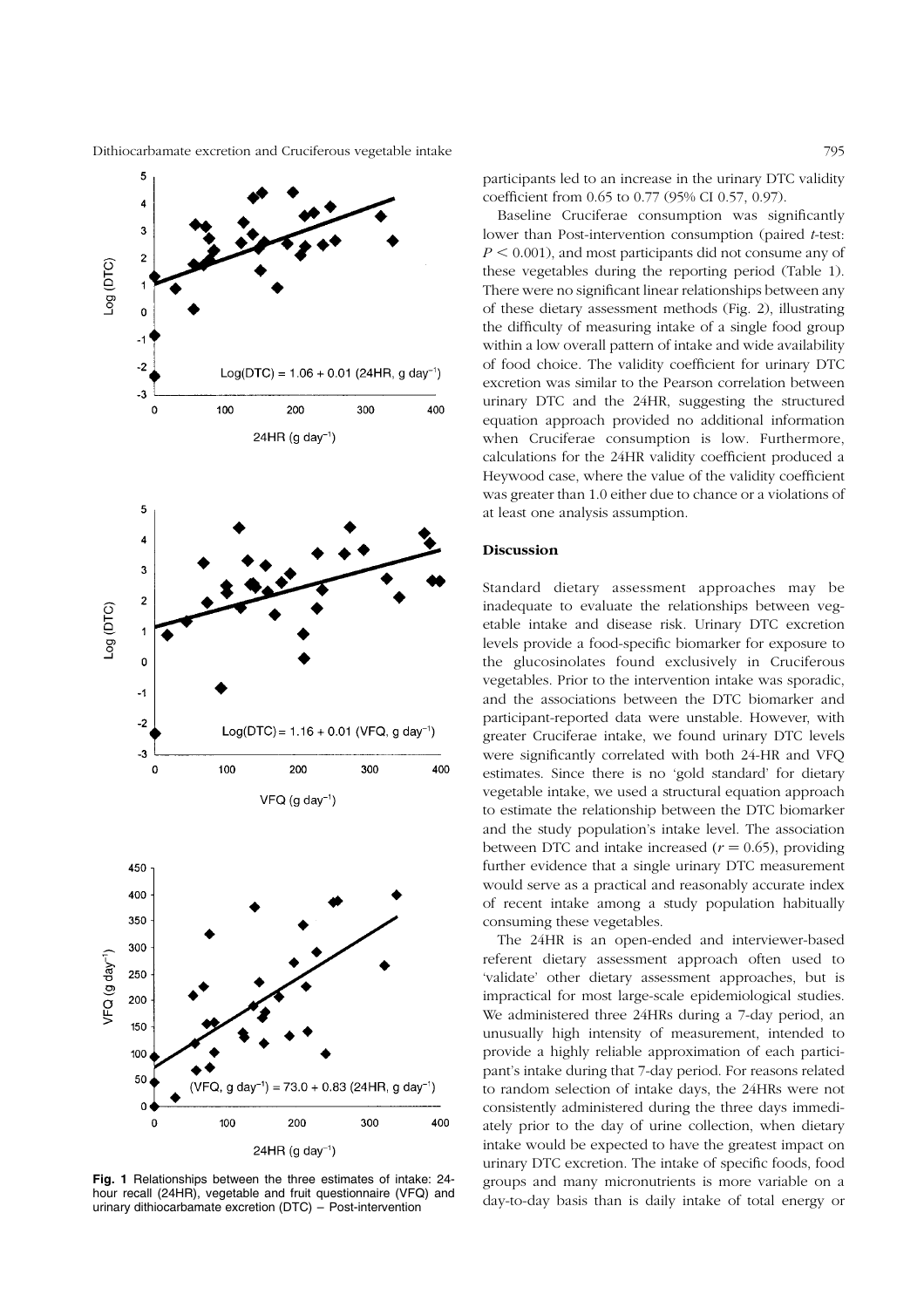Fig. 1 Relationships between the three estimates of intake: 24-hour recall (24HR), vegetable and fruit questionnaire (VFQ) and urinary dithiocarbamate excretion (DTC) – Post-intervention

participants led to an increase in the urinary DTC validity coefficient from 0.65 to 0.77 (95% CI 0.57, 0.97).

Baseline Cruciferae consumption was significantly lower than Post-intervention consumption (paired *t*-test: $P < 0.001$), and most participants did not consume any of these vegetables during the reporting period (Table 1). There were no significant linear relationships between any of these dietary assessment methods (Fig. 2), illustrating the difficulty of measuring intake of a single food group within a low overall pattern of intake and wide availability of food choice. The validity coefficient for urinary DTC excretion was similar to the Pearson correlation between urinary DTC and the 24HR, suggesting the structured equation approach provided no additional information when Cruciferae consumption is low. Furthermore, calculations for the 24HR validity coefficient produced a Heywood case, where the value of the validity coefficient was greater than 1.0 either due to chance or a violations of at least one analysis assumption.

## Discussion

Standard dietary assessment approaches may be inadequate to evaluate the relationships between vegetable intake and disease risk. Urinary DTC excretion levels provide a food-specific biomarker for exposure to the glucosinolates found exclusively in Cruciferous vegetables. Prior to the intervention intake was sporadic, and the associations between the DTC biomarker and participant-reported data were unstable. However, with greater Cruciferae intake, we found urinary DTC levels were significantly correlated with both 24-HR and VFQ estimates. Since there is no 'gold standard' for dietary vegetable intake, we used a structural equation approach to estimate the relationship between the DTC biomarker and the study population's intake level. The association between DTC and intake increased ($r = 0.65$), providing further evidence that a single urinary DTC measurement would serve as a practical and reasonably accurate index of recent intake among a study population habitually consuming these vegetables.

The 24HR is an open-ended and interviewer-based referent dietary assessment approach often used to 'validate' other dietary assessment approaches, but is impractical for most large-scale epidemiological studies. We administered three 24HRs during a 7-day period, an unusually high intensity of measurement, intended to provide a highly reliable approximation of each participant's intake during that 7-day period. For reasons related to random selection of intake days, the 24HRs were not consistently administered during the three days immediately prior to the day of urine collection, when dietary intake would be expected to have the greatest impact on urinary DTC excretion. The intake of specific foods, food groups and many micronutrients is more variable on a day-to-day basis than is daily intake of total energy or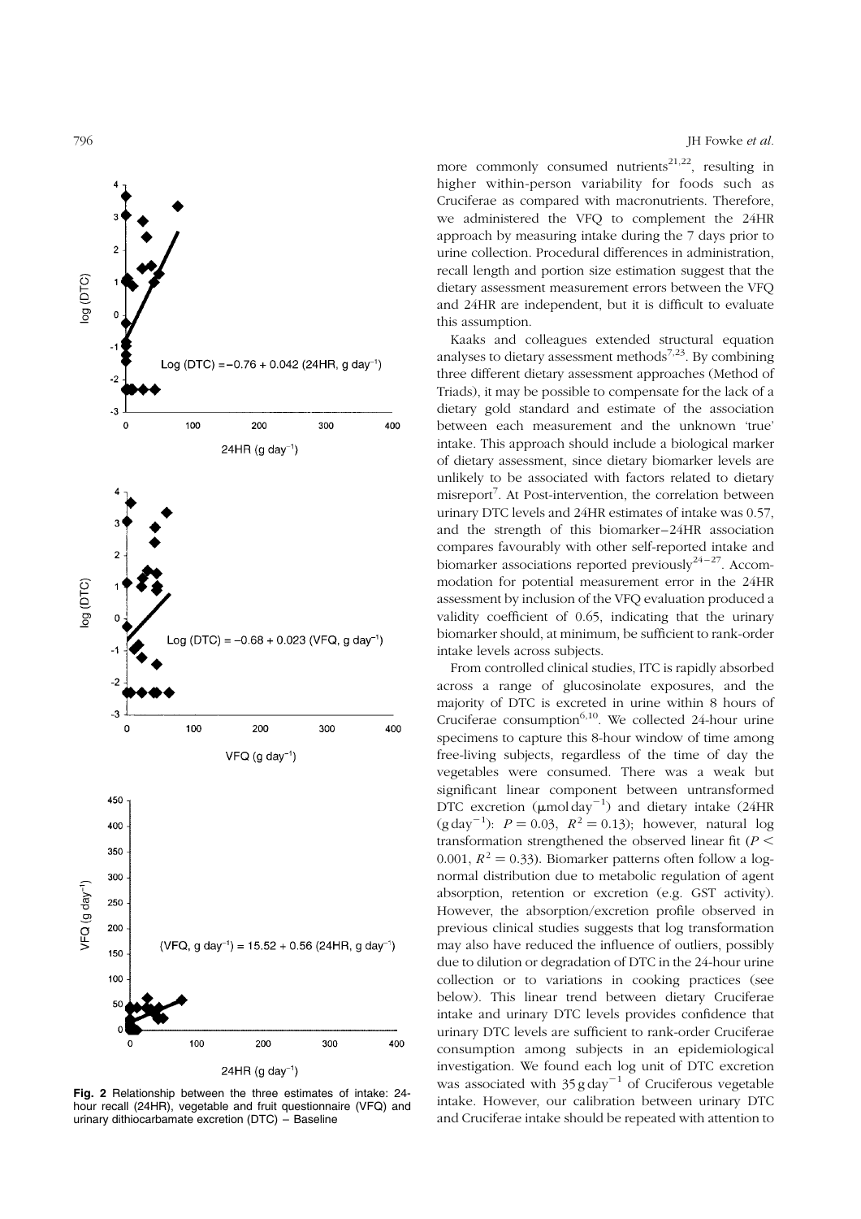more commonly consumed nutrients[21,22], resulting in higher within-person variability for foods such as Cruciferae as compared with macronutrients. Therefore, we administered the VFQ to complement the 24HR approach by measuring intake during the 7 days prior to urine collection. Procedural differences in administration, recall length and portion size estimation suggest that the dietary assessment measurement errors between the VFQ and 24HR are independent, but it is difficult to evaluate this assumption.

Kaaks and colleagues extended structural equation analyses to dietary assessment methods[7,23]. By combining three different dietary assessment approaches (Method of Triads), it may be possible to compensate for the lack of a dietary gold standard and estimate of the association between each measurement and the unknown 'true' intake. This approach should include a biological marker of dietary assessment, since dietary biomarker levels are unlikely to be associated with factors related to dietary misreport[7]. At Post-intervention, the correlation between urinary DTC levels and 24HR estimates of intake was 0.57, and the strength of this biomarker–24HR association compares favourably with other self-reported intake and biomarker associations reported previously[24–27]. Accommodation for potential measurement error in the 24HR assessment by inclusion of the VFQ evaluation produced a validity coefficient of 0.65, indicating that the urinary biomarker should, at minimum, be sufficient to rank-order intake levels across subjects.

From controlled clinical studies, ITC is rapidly absorbed across a range of glucosinolate exposures, and the majority of DTC is excreted in urine within 8 hours of Cruciferae consumption[6,10]. We collected 24-hour urine specimens to capture this 8-hour window of time among free-living subjects, regardless of the time of day the vegetables were consumed. There was a weak but significant linear component between untransformed DTC excretion ($\mu$mol day$^{-1}$) and dietary intake (24HR (g day$^{-1}$): $P = 0.03$, $R^2 = 0.13$); however, natural log transformation strengthened the observed linear fit ($P < 0.001$, $R^2 = 0.33$). Biomarker patterns often follow a log-normal distribution due to metabolic regulation of agent absorption, retention or excretion (e.g. GST activity). However, the absorption/excretion profile observed in previous clinical studies suggests that log transformation may also have reduced the influence of outliers, possibly due to dilution or degradation of DTC in the 24-hour urine collection or to variations in cooking practices (see below). This linear trend between dietary Cruciferae intake and urinary DTC levels provides confidence that urinary DTC levels are sufficient to rank-order Cruciferae consumption among subjects in an epidemiological investigation. We found each log unit of DTC excretion was associated with 35 g day$^{-1}$ of Cruciferous vegetable intake. However, our calibration between urinary DTC and Cruciferae intake should be repeated with attention to

**Fig. 2** Relationship between the three estimates of intake: 24-hour recall (24HR), vegetable and fruit questionnaire (VFQ) and urinary dithiocarbamate excretion (DTC) – Baseline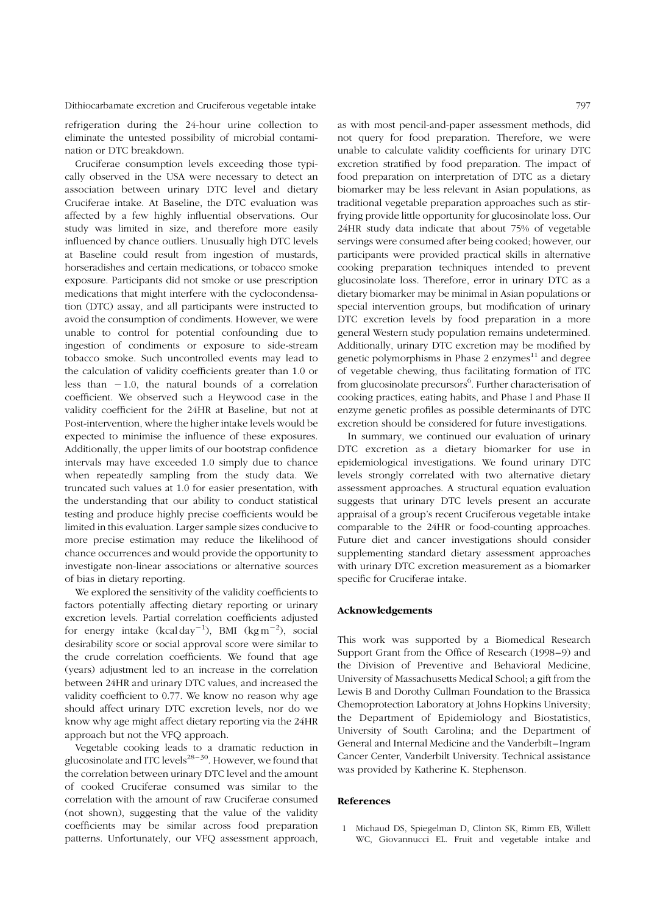refrigeration during the 24-hour urine collection to eliminate the untested possibility of microbial contamination or DTC breakdown.

Cruciferae consumption levels exceeding those typically observed in the USA were necessary to detect an association between urinary DTC level and dietary Cruciferae intake. At Baseline, the DTC evaluation was affected by a few highly influential observations. Our study was limited in size, and therefore more easily influenced by chance outliers. Unusually high DTC levels at Baseline could result from ingestion of mustards, horseradishes and certain medications, or tobacco smoke exposure. Participants did not smoke or use prescription medications that might interfere with the cyclocondensation (DTC) assay, and all participants were instructed to avoid the consumption of condiments. However, we were unable to control for potential confounding due to ingestion of condiments or exposure to side-stream tobacco smoke. Such uncontrolled events may lead to the calculation of validity coefficients greater than 1.0 or less than $-1.0$, the natural bounds of a correlation coefficient. We observed such a Heywood case in the validity coefficient for the 24HR at Baseline, but not at Post-intervention, where the higher intake levels would be expected to minimise the influence of these exposures. Additionally, the upper limits of our bootstrap confidence intervals may have exceeded 1.0 simply due to chance when repeatedly sampling from the study data. We truncated such values at 1.0 for easier presentation, with the understanding that our ability to conduct statistical testing and produce highly precise coefficients would be limited in this evaluation. Larger sample sizes conducive to more precise estimation may reduce the likelihood of chance occurrences and would provide the opportunity to investigate non-linear associations or alternative sources of bias in dietary reporting.

We explored the sensitivity of the validity coefficients to factors potentially affecting dietary reporting or urinary excretion levels. Partial correlation coefficients adjusted for energy intake ($\mathrm{kcal\,day^{-1}}$), BMI ($\mathrm{kg\,m^{-2}}$), social desirability score or social approval score were similar to the crude correlation coefficients. We found that age (years) adjustment led to an increase in the correlation between 24HR and urinary DTC values, and increased the validity coefficient to 0.77. We know no reason why age should affect urinary DTC excretion levels, nor do we know why age might affect dietary reporting via the 24HR approach but not the VFQ approach.

Vegetable cooking leads to a dramatic reduction in glucosinolate and ITC levels[28–30]. However, we found that the correlation between urinary DTC level and the amount of cooked Cruciferae consumed was similar to the correlation with the amount of raw Cruciferae consumed (not shown), suggesting that the value of the validity coefficients may be similar across food preparation patterns. Unfortunately, our VFQ assessment approach, as with most pencil-and-paper assessment methods, did not query for food preparation. Therefore, we were unable to calculate validity coefficients for urinary DTC excretion stratified by food preparation. The impact of food preparation on interpretation of DTC as a dietary biomarker may be less relevant in Asian populations, as traditional vegetable preparation approaches such as stir-frying provide little opportunity for glucosinolate loss. Our 24HR study data indicate that about 75% of vegetable servings were consumed after being cooked; however, our participants were provided practical skills in alternative cooking preparation techniques intended to prevent glucosinolate loss. Therefore, error in urinary DTC as a dietary biomarker may be minimal in Asian populations or special intervention groups, but modification of urinary DTC excretion levels by food preparation in a more general Western study population remains undetermined. Additionally, urinary DTC excretion may be modified by genetic polymorphisms in Phase 2 enzymes[11] and degree of vegetable chewing, thus facilitating formation of ITC from glucosinolate precursors[6]. Further characterisation of cooking practices, eating habits, and Phase I and Phase II enzyme genetic profiles as possible determinants of DTC excretion should be considered for future investigations.

In summary, we continued our evaluation of urinary DTC excretion as a dietary biomarker for use in epidemiological investigations. We found urinary DTC levels strongly correlated with two alternative dietary assessment approaches. A structural equation evaluation suggests that urinary DTC levels present an accurate appraisal of a group's recent Cruciferous vegetable intake comparable to the 24HR or food-counting approaches. Future diet and cancer investigations should consider supplementing standard dietary assessment approaches with urinary DTC excretion measurement as a biomarker specific for Cruciferae intake.

## Acknowledgements

This work was supported by a Biomedical Research Support Grant from the Office of Research (1998–9) and the Division of Preventive and Behavioral Medicine, University of Massachusetts Medical School; a gift from the Lewis B and Dorothy Cullman Foundation to the Brassica Chemoprotection Laboratory at Johns Hopkins University; the Department of Epidemiology and Biostatistics, University of South Carolina; and the Department of General and Internal Medicine and the Vanderbilt–Ingram Cancer Center, Vanderbilt University. Technical assistance was provided by Katherine K. Stephenson.

## References

1 Michaud DS, Spiegelman D, Clinton SK, Rimm EB, Willett WC, Giovannucci EL. Fruit and vegetable intake and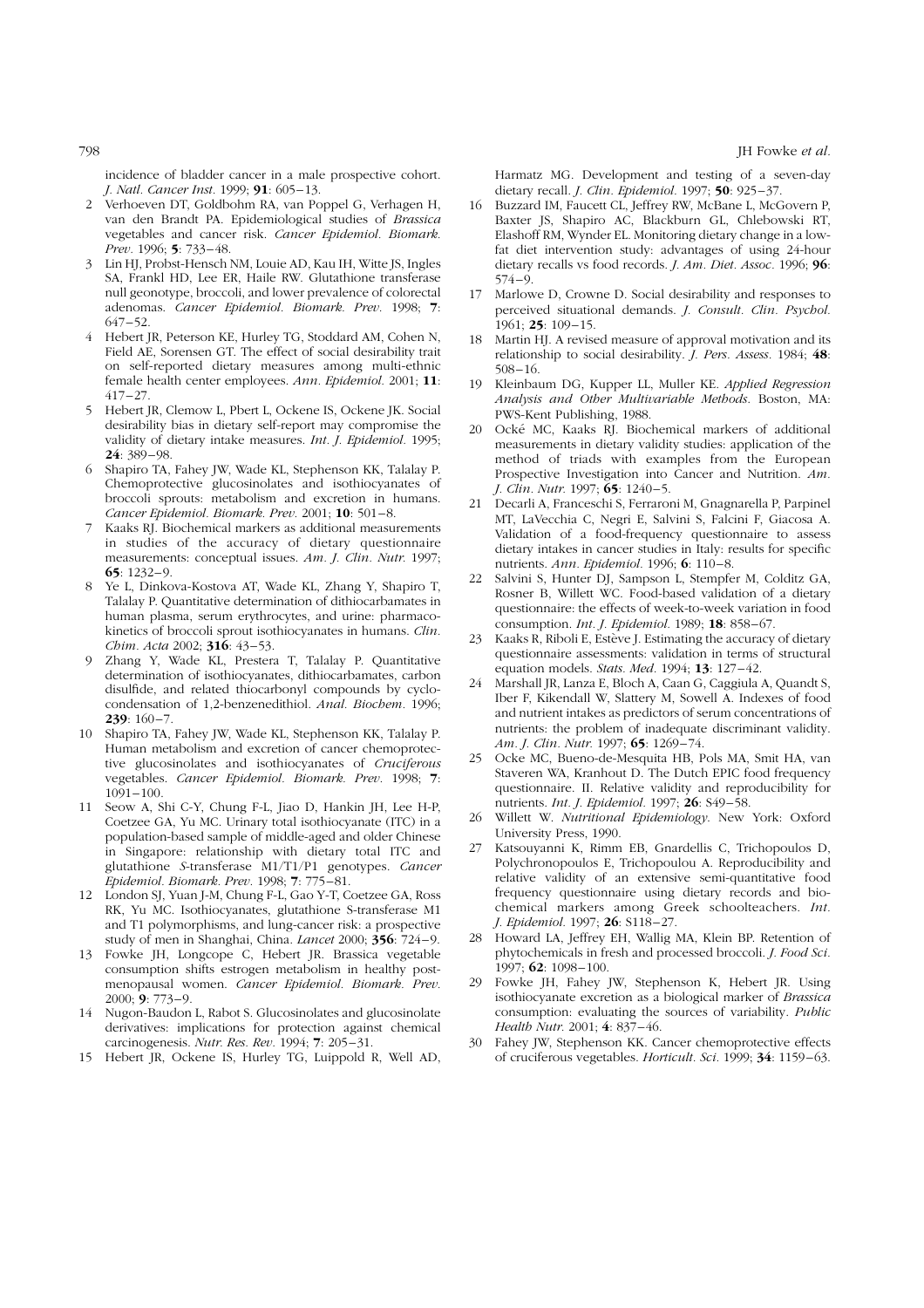incidence of bladder cancer in a male prospective cohort. *J. Natl. Cancer Inst.* 1999; **91**: 605–13.

2 Verhoeven DT, Goldbohm RA, van Poppel G, Verhagen H, van den Brandt PA. Epidemiological studies of *Brassica* vegetables and cancer risk. *Cancer Epidemiol. Biomark. Prev.* 1996; **5**: 733–48.

3 Lin HJ, Probst-Hensch NM, Louie AD, Kau IH, Witte JS, Ingles SA, Frankl HD, Lee ER, Haile RW. Glutathione transferase null geonotype, broccoli, and lower prevalence of colorectal adenomas. *Cancer Epidemiol. Biomark. Prev.* 1998; **7**: 647–52.

4 Hebert JR, Peterson KE, Hurley TG, Stoddard AM, Cohen N, Field AE, Sorensen GT. The effect of social desirability trait on self-reported dietary measures among multi-ethnic female health center employees. *Ann. Epidemiol.* 2001; **11**: 417–27.

5 Hebert JR, Clemow L, Pbert L, Ockene IS, Ockene JK. Social desirability bias in dietary self-report may compromise the validity of dietary intake measures. *Int. J. Epidemiol.* 1995; **24**: 389–98.

6 Shapiro TA, Fahey JW, Wade KL, Stephenson KK, Talalay P. Chemoprotective glucosinolates and isothiocyanates of broccoli sprouts: metabolism and excretion in humans. *Cancer Epidemiol. Biomark. Prev.* 2001; **10**: 501–8.

7 Kaaks RJ. Biochemical markers as additional measurements in studies of the accuracy of dietary questionnaire measurements: conceptual issues. *Am. J. Clin. Nutr.* 1997; **65**: 1232–9.

8 Ye L, Dinkova-Kostova AT, Wade KL, Zhang Y, Shapiro T, Talalay P. Quantitative determination of dithiocarbamates in human plasma, serum erythrocytes, and urine: pharmacokinetics of broccoli sprout isothiocyanates in humans. *Clin. Chim. Acta* 2002; **316**: 43–53.

9 Zhang Y, Wade KL, Prestera T, Talalay P. Quantitative determination of isothiocyanates, dithiocarbamates, carbon disulfide, and related thiocarbonyl compounds by cyclocondensation of 1,2-benzenedithiol. *Anal. Biochem.* 1996; **239**: 160–7.

10 Shapiro TA, Fahey JW, Wade KL, Stephenson KK, Talalay P. Human metabolism and excretion of cancer chemoprotective glucosinolates and isothiocyanates of *Cruciferous* vegetables. *Cancer Epidemiol. Biomark. Prev.* 1998; **7**: 1091–100.

11 Seow A, Shi C-Y, Chung F-L, Jiao D, Hankin JH, Lee H-P, Coetzee GA, Yu MC. Urinary total isothiocyanate (ITC) in a population-based sample of middle-aged and older Chinese in Singapore: relationship with dietary total ITC and glutathione *S*-transferase M1/T1/P1 genotypes. *Cancer Epidemiol. Biomark. Prev*. 1998; **7**: 775–81.

12 London SJ, Yuan J-M, Chung F-L, Gao Y-T, Coetzee GA, Ross RK, Yu MC. Isothiocyanates, glutathione S-transferase M1 and T1 polymorphisms, and lung-cancer risk: a prospective study of men in Shanghai, China. *Lancet* 2000; **356**: 724–9.

13 Fowke JH, Longcope C, Hebert JR. Brassica vegetable consumption shifts estrogen metabolism in healthy postmenopausal women. *Cancer Epidemiol. Biomark. Prev.* 2000; **9**: 773–9.

14 Nugon-Baudon L, Rabot S. Glucosinolates and glucosinolate derivatives: implications for protection against chemical carcinogenesis. *Nutr. Res. Rev.* 1994; **7**: 205–31.

15 Hebert JR, Ockene IS, Hurley TG, Luippold R, Well AD, Harmatz MG. Development and testing of a seven-day dietary recall. *J. Clin. Epidemiol.* 1997; **50**: 925–37.

16 Buzzard IM, Faucett CL, Jeffrey RW, McBane L, McGovern P, Baxter JS, Shapiro AC, Blackburn GL, Chlebowski RT, Elashoff RM, Wynder EL. Monitoring dietary change in a low-fat diet intervention study: advantages of using 24-hour dietary recalls vs food records. *J. Am. Diet. Assoc.* 1996; **96**: 574–9.

17 Marlowe D, Crowne D. Social desirability and responses to perceived situational demands. *J. Consult. Clin. Psychol.* 1961; **25**: 109–15.

18 Martin HJ. A revised measure of approval motivation and its relationship to social desirability. *J. Pers. Assess.* 1984; **48**: 508–16.

19 Kleinbaum DG, Kupper LL, Muller KE. *Applied Regression Analysis and Other Multivariable Methods*. Boston, MA: PWS-Kent Publishing, 1988.

20 Ocké MC, Kaaks RJ. Biochemical markers of additional measurements in dietary validity studies: application of the method of triads with examples from the European Prospective Investigation into Cancer and Nutrition. *Am. J. Clin. Nutr.* 1997; **65**: 1240–5.

21 Decarli A, Franceschi S, Ferraroni M, Gnagnarella P, Parpinel MT, LaVecchia C, Negri E, Salvini S, Falcini F, Giacosa A. Validation of a food-frequency questionnaire to assess dietary intakes in cancer studies in Italy: results for specific nutrients. *Ann. Epidemiol.* 1996; **6**: 110–8.

22 Salvini S, Hunter DJ, Sampson L, Stempfer M, Colditz GA, Rosner B, Willett WC. Food-based validation of a dietary questionnaire: the effects of week-to-week variation in food consumption. *Int. J. Epidemiol.* 1989; **18**: 858–67.

23 Kaaks R, Riboli E, Estève J. Estimating the accuracy of dietary questionnaire assessments: validation in terms of structural equation models. *Stats. Med.* 1994; **13**: 127–42.

24 Marshall JR, Lanza E, Bloch A, Caan G, Caggiula A, Quandt S, Iber F, Kikendall W, Slattery M, Sowell A. Indexes of food and nutrient intakes as predictors of serum concentrations of nutrients: the problem of inadequate discriminant validity. *Am. J. Clin. Nutr.* 1997; **65**: 1269–74.

25 Ocke MC, Bueno-de-Mesquita HB, Pols MA, Smit HA, van Staveren WA, Kranhout D. The Dutch EPIC food frequency questionnaire. II. Relative validity and reproducibility for nutrients. *Int. J. Epidemiol.* 1997; **26**: S49–58.

26 Willett W. *Nutritional Epidemiology*. New York: Oxford University Press, 1990.

27 Katsouyanni K, Rimm EB, Gnardellis C, Trichopoulos D, Polychronopoulos E, Trichopoulou A. Reproducibility and relative validity of an extensive semi-quantitative food frequency questionnaire using dietary records and biochemical markers among Greek schoolteachers. *Int. J. Epidemiol.* 1997; **26**: S118–27.

28 Howard LA, Jeffrey EH, Wallig MA, Klein BP. Retention of phytochemicals in fresh and processed broccoli. *J. Food Sci.* 1997; **62**: 1098–100.

29 Fowke JH, Fahey JW, Stephenson K, Hebert JR. Using isothiocyanate excretion as a biological marker of *Brassica* consumption: evaluating the sources of variability. *Public Health Nutr.* 2001; **4**: 837–46.

30 Fahey JW, Stephenson KK. Cancer chemoprotective effects of cruciferous vegetables. *Horticult. Sci.* 1999; **34**: 1159–63.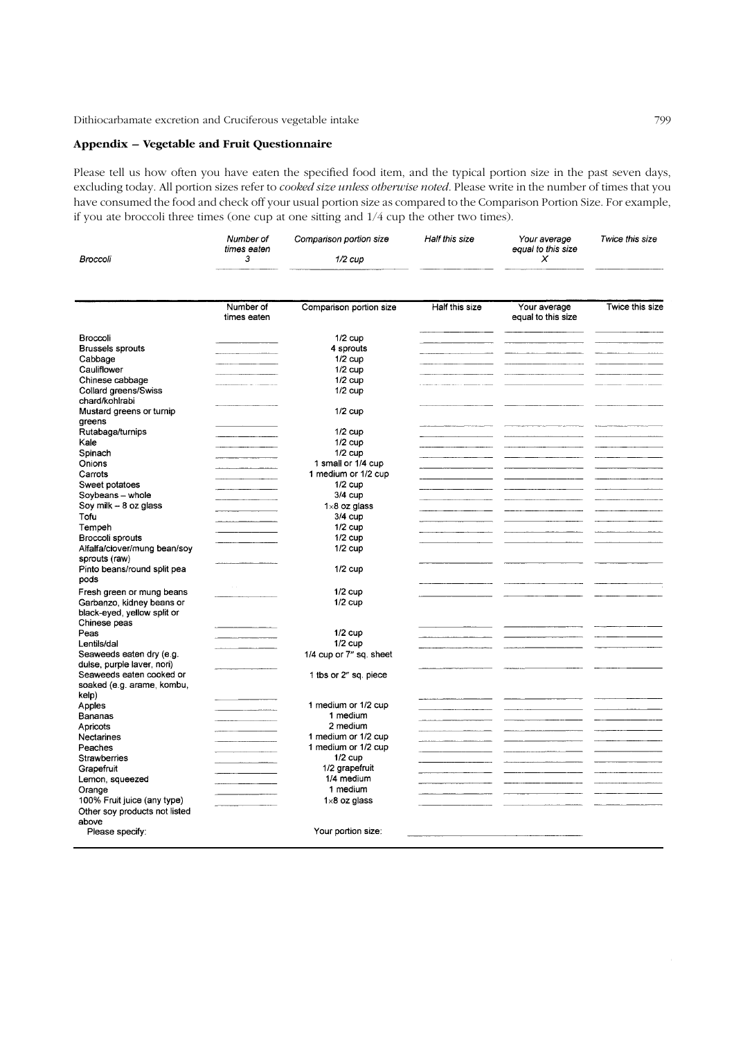## Appendix – Vegetable and Fruit Questionnaire

Please tell us how often you have eaten the specified food item, and the typical portion size in the past seven days, excluding today. All portion sizes refer to *cooked size unless otherwise noted*. Please write in the number of times that you have consumed the food and check off your usual portion size as compared to the Comparison Portion Size. For example, if you ate broccoli three times (one cup at one sitting and 1/4 cup the other two times).

| | *Number of times eaten* | *Comparison portion size* | *Half this size* | *Your average equal to this size* | *Twice this size* |
|---|---|---|---|---|---|
| *Broccoli* | *3* | *1/2 cup* | | *X* | |

| | Number of times eaten | Comparison portion size | Half this size | Your average equal to this size | Twice this size |
|---|---|---|---|---|---|
| Broccoli | | 1/2 cup | | | |
| Brussels sprouts | | 4 sprouts | | | |
| Cabbage | | 1/2 cup | | | |
| Cauliflower | | 1/2 cup | | | |
| Chinese cabbage | | 1/2 cup | | | |
| Collard greens/Swiss chard/kohlrabi | | 1/2 cup | | | |
| Mustard greens or turnip greens | | 1/2 cup | | | |
| Rutabaga/turnips | | 1/2 cup | | | |
| Kale | | 1/2 cup | | | |
| Spinach | | 1/2 cup | | | |
| Onions | | 1 small or 1/4 cup | | | |
| Carrots | | 1 medium or 1/2 cup | | | |
| Sweet potatoes | | 1/2 cup | | | |
| Soybeans – whole | | 3/4 cup | | | |
| Soy milk – 8 oz glass | | 1×8 oz glass | | | |
| Tofu | | 3/4 cup | | | |
| Tempeh | | 1/2 cup | | | |
| Broccoli sprouts | | 1/2 cup | | | |
| Alfalfa/clover/mung bean/soy sprouts (raw) | | 1/2 cup | | | |
| Pinto beans/round split pea pods | | 1/2 cup | | | |
| Fresh green or mung beans | | 1/2 cup | | | |
| Garbanzo, kidney beans or black-eyed, yellow split or Chinese peas | | 1/2 cup | | | |
| Peas | | 1/2 cup | | | |
| Lentils/dal | | 1/2 cup | | | |
| Seaweeds eaten dry (e.g. dulse, purple laver, nori) | | 1/4 cup or 7″ sq. sheet | | | |
| Seaweeds eaten cooked or soaked (e.g. arame, kombu, kelp) | | 1 tbs or 2″ sq. piece | | | |
| Apples | | 1 medium or 1/2 cup | | | |
| Bananas | | 1 medium | | | |
| Apricots | | 2 medium | | | |
| Nectarines | | 1 medium or 1/2 cup | | | |
| Peaches | | 1 medium or 1/2 cup | | | |
| Strawberries | | 1/2 cup | | | |
| Grapefruit | | 1/2 grapefruit | | | |
| Lemon, squeezed | | 1/4 medium | | | |
| Orange | | 1 medium | | | |
| 100% Fruit juice (any type) | | 1×8 oz glass | | | |
| Other soy products not listed above | | | | | |
| Please specify: | | Your portion size: | | | |